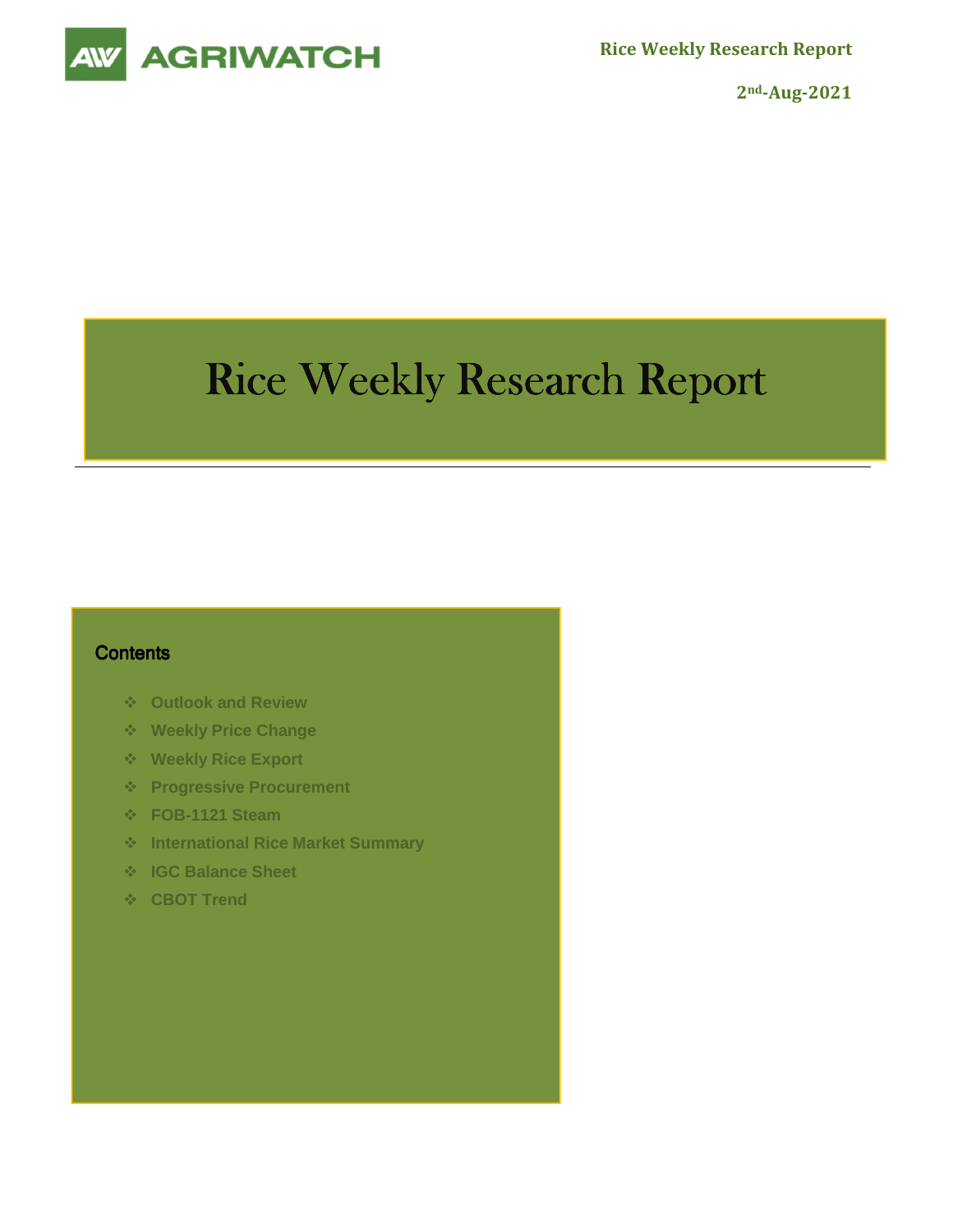AGRIWATCH

**Rice Weekly Research Report**

**2nd-Aug-2021**

# Rice Weekly Research Report

## Contents

- Outlook and Review
- Weekly Price Change
- Weekly Rice Export
- Progressive Procurement
- FOB-1121 Steam
- International Rice Market Summary
- IGC Balance Sheet
- CBOT Trend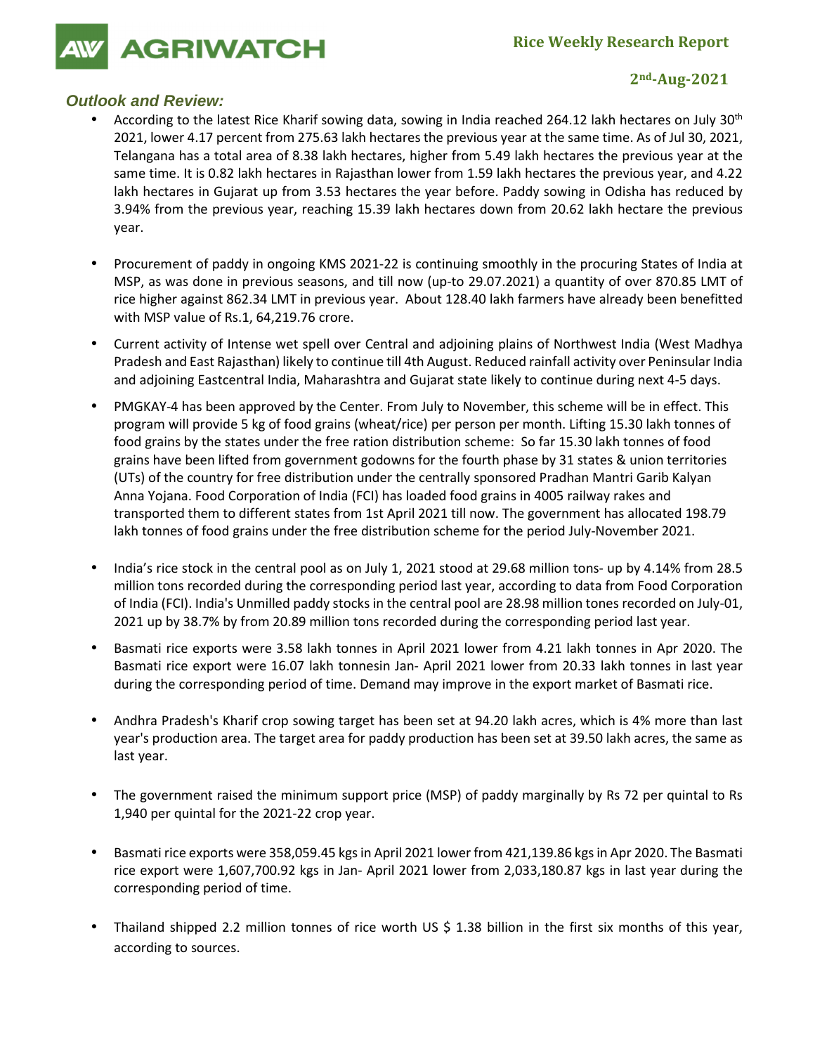## Outlook and Review:

- According to the latest Rice Kharif sowing data, sowing in India reached 264.12 lakh hectares on July 30th 2021, lower 4.17 percent from 275.63 lakh hectares the previous year at the same time. As of Jul 30, 2021, Telangana has a total area of 8.38 lakh hectares, higher from 5.49 lakh hectares the previous year at the same time. It is 0.82 lakh hectares in Rajasthan lower from 1.59 lakh hectares the previous year, and 4.22 lakh hectares in Gujarat up from 3.53 hectares the year before. Paddy sowing in Odisha has reduced by 3.94% from the previous year, reaching 15.39 lakh hectares down from 20.62 lakh hectare the previous year.

- Procurement of paddy in ongoing KMS 2021-22 is continuing smoothly in the procuring States of India at MSP, as was done in previous seasons, and till now (up-to 29.07.2021) a quantity of over 870.85 LMT of rice higher against 862.34 LMT in previous year. About 128.40 lakh farmers have already been benefitted with MSP value of Rs.1, 64,219.76 crore.

- Current activity of Intense wet spell over Central and adjoining plains of Northwest India (West Madhya Pradesh and East Rajasthan) likely to continue till 4th August. Reduced rainfall activity over Peninsular India and adjoining Eastcentral India, Maharashtra and Gujarat state likely to continue during next 4-5 days.

- PMGKAY-4 has been approved by the Center. From July to November, this scheme will be in effect. This program will provide 5 kg of food grains (wheat/rice) per person per month. Lifting 15.30 lakh tonnes of food grains by the states under the free ration distribution scheme: So far 15.30 lakh tonnes of food grains have been lifted from government godowns for the fourth phase by 31 states & union territories (UTs) of the country for free distribution under the centrally sponsored Pradhan Mantri Garib Kalyan Anna Yojana. Food Corporation of India (FCI) has loaded food grains in 4005 railway rakes and transported them to different states from 1st April 2021 till now. The government has allocated 198.79 lakh tonnes of food grains under the free distribution scheme for the period July-November 2021.

- India's rice stock in the central pool as on July 1, 2021 stood at 29.68 million tons- up by 4.14% from 28.5 million tons recorded during the corresponding period last year, according to data from Food Corporation of India (FCI). India's Unmilled paddy stocks in the central pool are 28.98 million tones recorded on July-01, 2021 up by 38.7% by from 20.89 million tons recorded during the corresponding period last year.

- Basmati rice exports were 3.58 lakh tonnes in April 2021 lower from 4.21 lakh tonnes in Apr 2020. The Basmati rice export were 16.07 lakh tonnesin Jan- April 2021 lower from 20.33 lakh tonnes in last year during the corresponding period of time. Demand may improve in the export market of Basmati rice.

- Andhra Pradesh's Kharif crop sowing target has been set at 94.20 lakh acres, which is 4% more than last year's production area. The target area for paddy production has been set at 39.50 lakh acres, the same as last year.

- The government raised the minimum support price (MSP) of paddy marginally by Rs 72 per quintal to Rs 1,940 per quintal for the 2021-22 crop year.

- Basmati rice exports were 358,059.45 kgs in April 2021 lower from 421,139.86 kgs in Apr 2020. The Basmati rice export were 1,607,700.92 kgs in Jan- April 2021 lower from 2,033,180.87 kgs in last year during the corresponding period of time.

- Thailand shipped 2.2 million tonnes of rice worth US $ 1.38 billion in the first six months of this year, according to sources.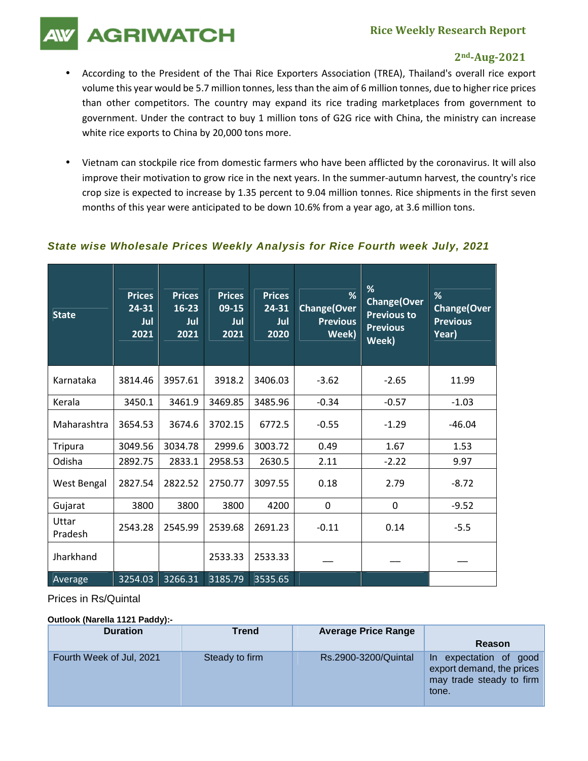- According to the President of the Thai Rice Exporters Association (TREA), Thailand's overall rice export volume this year would be 5.7 million tonnes, less than the aim of 6 million tonnes, due to higher rice prices than other competitors. The country may expand its rice trading marketplaces from government to government. Under the contract to buy 1 million tons of G2G rice with China, the ministry can increase white rice exports to China by 20,000 tons more.

- Vietnam can stockpile rice from domestic farmers who have been afflicted by the coronavirus. It will also improve their motivation to grow rice in the next years. In the summer-autumn harvest, the country's rice crop size is expected to increase by 1.35 percent to 9.04 million tonnes. Rice shipments in the first seven months of this year were anticipated to be down 10.6% from a year ago, at 3.6 million tons.

### *State wise Wholesale Prices Weekly Analysis for Rice Fourth week July, 2021*

| State | Prices 24-31 Jul 2021 | Prices 16-23 Jul 2021 | Prices 09-15 Jul 2021 | Prices 24-31 Jul 2020 | % Change(Over Previous Week) | % Change(Over Previous to Previous Week) | % Change(Over Previous Year) |
|---|---|---|---|---|---|---|---|
| Karnataka | 3814.46 | 3957.61 | 3918.2 | 3406.03 | -3.62 | -2.65 | 11.99 |
| Kerala | 3450.1 | 3461.9 | 3469.85 | 3485.96 | -0.34 | -0.57 | -1.03 |
| Maharashtra | 3654.53 | 3674.6 | 3702.15 | 6772.5 | -0.55 | -1.29 | -46.04 |
| Tripura | 3049.56 | 3034.78 | 2999.6 | 3003.72 | 0.49 | 1.67 | 1.53 |
| Odisha | 2892.75 | 2833.1 | 2958.53 | 2630.5 | 2.11 | -2.22 | 9.97 |
| West Bengal | 2827.54 | 2822.52 | 2750.77 | 3097.55 | 0.18 | 2.79 | -8.72 |
| Gujarat | 3800 | 3800 | 3800 | 4200 | 0 | 0 | -9.52 |
| Uttar Pradesh | 2543.28 | 2545.99 | 2539.68 | 2691.23 | -0.11 | 0.14 | -5.5 |
| Jharkhand | | | 2533.33 | 2533.33 | — | — | — |
| Average | 3254.03 | 3266.31 | 3185.79 | 3535.65 | | | |

Prices in Rs/Quintal

**Outlook (Narella 1121 Paddy):-**

| Duration | Trend | Average Price Range | Reason |
|---|---|---|---|
| Fourth Week of Jul, 2021 | Steady to firm | Rs.2900-3200/Quintal | In expectation of good export demand, the prices may trade steady to firm tone. |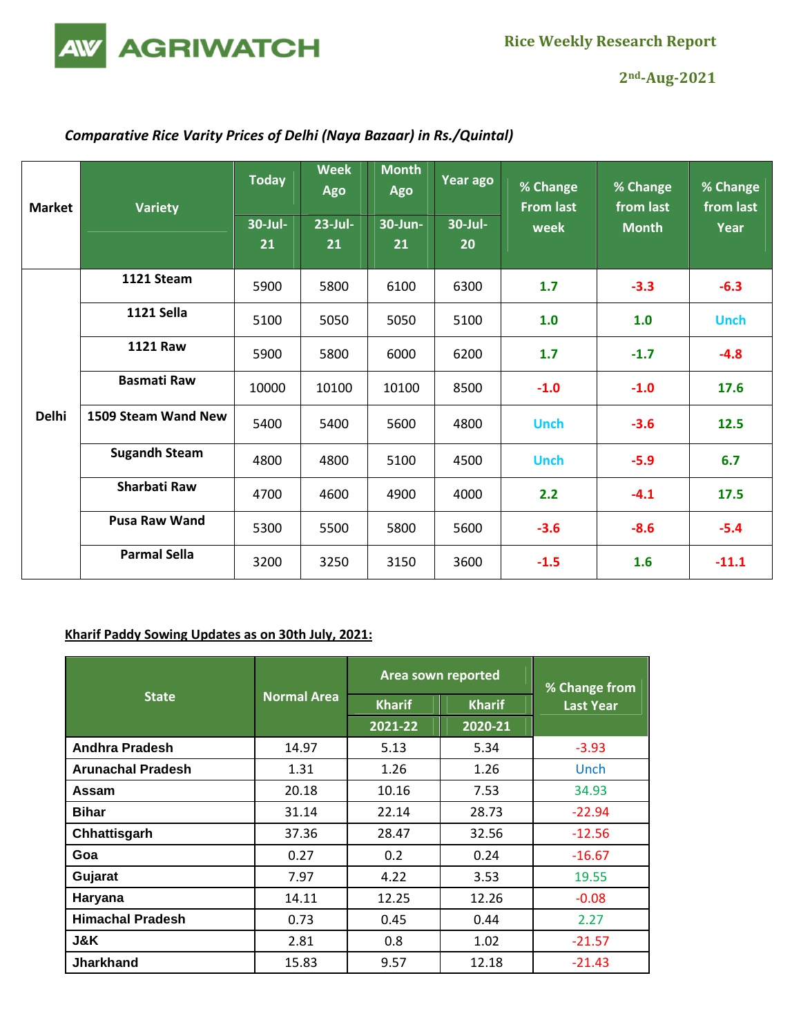*Comparative Rice Varity Prices of Delhi (Naya Bazaar) in Rs./Quintal)*

| Market | Variety | Today | Week Ago | Month Ago | Year ago | % Change From last week | % Change from last Month | % Change from last Year |
|---|---|---|---|---|---|---|---|---|
| | | 30-Jul-21 | 23-Jul-21 | 30-Jun-21 | 30-Jul-20 | | | |
| Delhi | 1121 Steam | 5900 | 5800 | 6100 | 6300 | 1.7 | -3.3 | -6.3 |
| | 1121 Sella | 5100 | 5050 | 5050 | 5100 | 1.0 | 1.0 | Unch |
| | 1121 Raw | 5900 | 5800 | 6000 | 6200 | 1.7 | -1.7 | -4.8 |
| | Basmati Raw | 10000 | 10100 | 10100 | 8500 | -1.0 | -1.0 | 17.6 |
| | 1509 Steam Wand New | 5400 | 5400 | 5600 | 4800 | Unch | -3.6 | 12.5 |
| | Sugandh Steam | 4800 | 4800 | 5100 | 4500 | Unch | -5.9 | 6.7 |
| | Sharbati Raw | 4700 | 4600 | 4900 | 4000 | 2.2 | -4.1 | 17.5 |
| | Pusa Raw Wand | 5300 | 5500 | 5800 | 5600 | -3.6 | -8.6 | -5.4 |
| | Parmal Sella | 3200 | 3250 | 3150 | 3600 | -1.5 | 1.6 | -11.1 |

**Kharif Paddy Sowing Updates as on 30th July, 2021:**

| State | Normal Area | Area sown reported | | % Change from Last Year |
|---|---|---|---|---|
| | | Kharif 2021-22 | Kharif 2020-21 | |
| Andhra Pradesh | 14.97 | 5.13 | 5.34 | -3.93 |
| Arunachal Pradesh | 1.31 | 1.26 | 1.26 | Unch |
| Assam | 20.18 | 10.16 | 7.53 | 34.93 |
| Bihar | 31.14 | 22.14 | 28.73 | -22.94 |
| Chhattisgarh | 37.36 | 28.47 | 32.56 | -12.56 |
| Goa | 0.27 | 0.2 | 0.24 | -16.67 |
| Gujarat | 7.97 | 4.22 | 3.53 | 19.55 |
| Haryana | 14.11 | 12.25 | 12.26 | -0.08 |
| Himachal Pradesh | 0.73 | 0.45 | 0.44 | 2.27 |
| J&K | 2.81 | 0.8 | 1.02 | -21.57 |
| Jharkhand | 15.83 | 9.57 | 12.18 | -21.43 |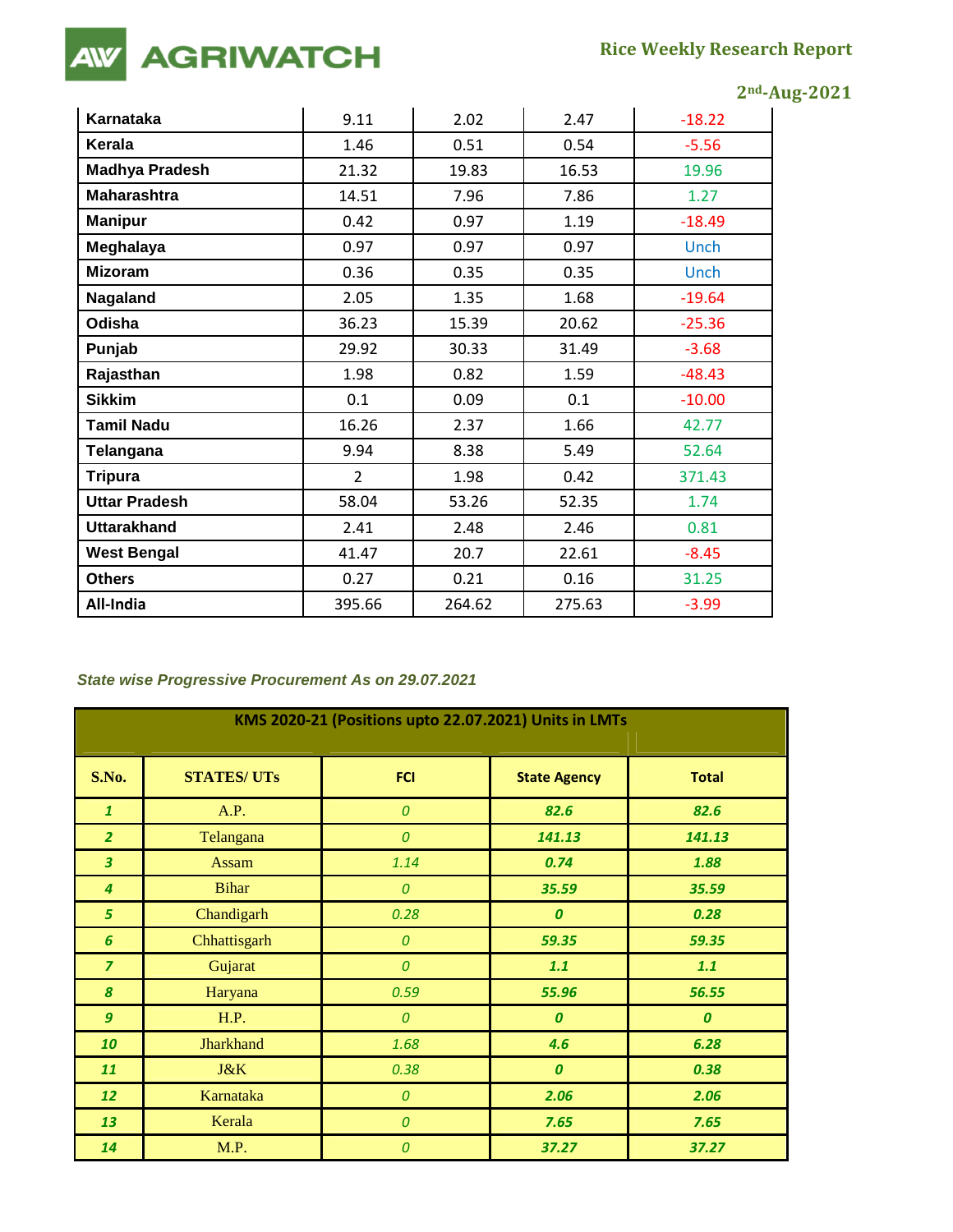| Karnataka | 9.11 | 2.02 | 2.47 | -18.22 |
|---|---|---|---|---|
| Kerala | 1.46 | 0.51 | 0.54 | -5.56 |
| Madhya Pradesh | 21.32 | 19.83 | 16.53 | 19.96 |
| Maharashtra | 14.51 | 7.96 | 7.86 | 1.27 |
| Manipur | 0.42 | 0.97 | 1.19 | -18.49 |
| Meghalaya | 0.97 | 0.97 | 0.97 | Unch |
| Mizoram | 0.36 | 0.35 | 0.35 | Unch |
| Nagaland | 2.05 | 1.35 | 1.68 | -19.64 |
| Odisha | 36.23 | 15.39 | 20.62 | -25.36 |
| Punjab | 29.92 | 30.33 | 31.49 | -3.68 |
| Rajasthan | 1.98 | 0.82 | 1.59 | -48.43 |
| Sikkim | 0.1 | 0.09 | 0.1 | -10.00 |
| Tamil Nadu | 16.26 | 2.37 | 1.66 | 42.77 |
| Telangana | 9.94 | 8.38 | 5.49 | 52.64 |
| Tripura | 2 | 1.98 | 0.42 | 371.43 |
| Uttar Pradesh | 58.04 | 53.26 | 52.35 | 1.74 |
| Uttarakhand | 2.41 | 2.48 | 2.46 | 0.81 |
| West Bengal | 41.47 | 20.7 | 22.61 | -8.45 |
| Others | 0.27 | 0.21 | 0.16 | 31.25 |
| All-India | 395.66 | 264.62 | 275.63 | -3.99 |

*State wise Progressive Procurement As on 29.07.2021*

| KMS 2020-21 (Positions upto 22.07.2021) Units in LMTs | | | | |
|---|---|---|---|---|
| **S.No.** | **STATES/ UTs** | **FCI** | **State Agency** | **Total** |
| 1 | A.P. | 0 | 82.6 | 82.6 |
| 2 | Telangana | 0 | 141.13 | 141.13 |
| 3 | Assam | 1.14 | 0.74 | 1.88 |
| 4 | Bihar | 0 | 35.59 | 35.59 |
| 5 | Chandigarh | 0.28 | 0 | 0.28 |
| 6 | Chhattisgarh | 0 | 59.35 | 59.35 |
| 7 | Gujarat | 0 | 1.1 | 1.1 |
| 8 | Haryana | 0.59 | 55.96 | 56.55 |
| 9 | H.P. | 0 | 0 | 0 |
| 10 | Jharkhand | 1.68 | 4.6 | 6.28 |
| 11 | J&K | 0.38 | 0 | 0.38 |
| 12 | Karnataka | 0 | 2.06 | 2.06 |
| 13 | Kerala | 0 | 7.65 | 7.65 |
| 14 | M.P. | 0 | 37.27 | 37.27 |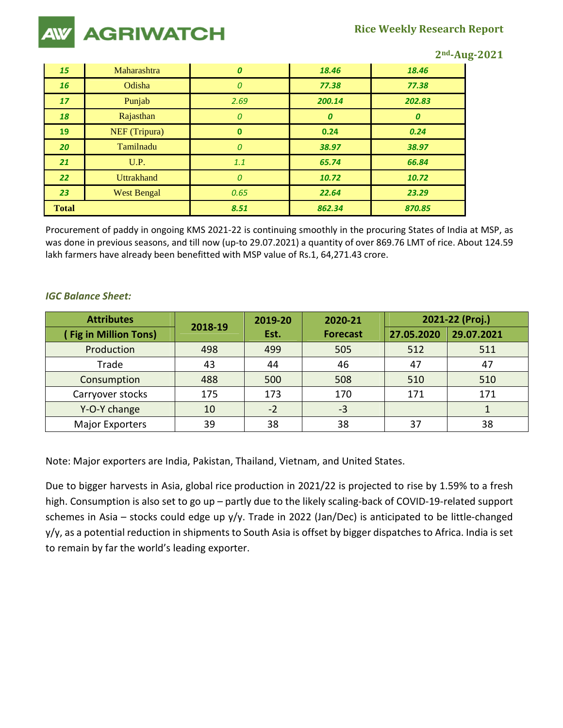| 15 | Maharashtra | 0 | 18.46 | 18.46 |
|---|---|---|---|---|
| 16 | Odisha | 0 | 77.38 | 77.38 |
| 17 | Punjab | 2.69 | 200.14 | 202.83 |
| 18 | Rajasthan | 0 | 0 | 0 |
| 19 | NEF (Tripura) | 0 | 0.24 | 0.24 |
| 20 | Tamilnadu | 0 | 38.97 | 38.97 |
| 21 | U.P. | 1.1 | 65.74 | 66.84 |
| 22 | Uttrakhand | 0 | 10.72 | 10.72 |
| 23 | West Bengal | 0.65 | 22.64 | 23.29 |
| Total | | 8.51 | 862.34 | 870.85 |

Procurement of paddy in ongoing KMS 2021-22 is continuing smoothly in the procuring States of India at MSP, as was done in previous seasons, and till now (up-to 29.07.2021) a quantity of over 869.76 LMT of rice. About 124.59 lakh farmers have already been benefitted with MSP value of Rs.1, 64,271.43 crore.

### *IGC Balance Sheet:*

| Attributes ( Fig in Million Tons) | 2018-19 | 2019-20 Est. | 2020-21 Forecast | 2021-22 (Proj.) | |
|---|---|---|---|---|---|
| | | | | 27.05.2020 | 29.07.2021 |
| Production | 498 | 499 | 505 | 512 | 511 |
| Trade | 43 | 44 | 46 | 47 | 47 |
| Consumption | 488 | 500 | 508 | 510 | 510 |
| Carryover stocks | 175 | 173 | 170 | 171 | 171 |
| Y-O-Y change | 10 | -2 | -3 | | 1 |
| Major Exporters | 39 | 38 | 38 | 37 | 38 |

Note: Major exporters are India, Pakistan, Thailand, Vietnam, and United States.

Due to bigger harvests in Asia, global rice production in 2021/22 is projected to rise by 1.59% to a fresh high. Consumption is also set to go up – partly due to the likely scaling-back of COVID-19-related support schemes in Asia – stocks could edge up y/y. Trade in 2022 (Jan/Dec) is anticipated to be little-changed y/y, as a potential reduction in shipments to South Asia is offset by bigger dispatches to Africa. India is set to remain by far the world's leading exporter.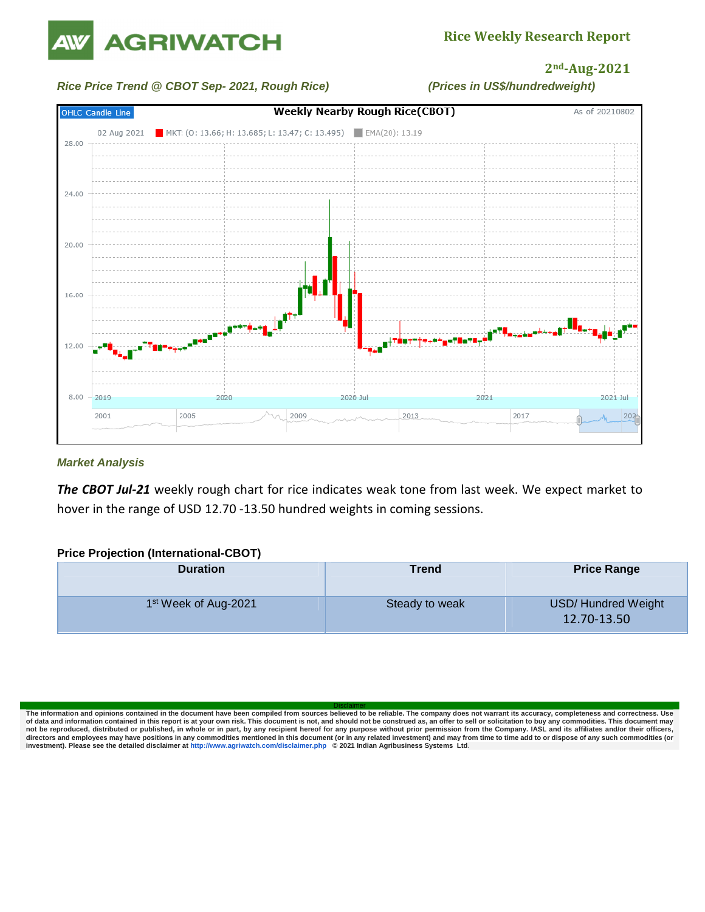**Rice Weekly Research Report**

**2nd-Aug-2021**

***Rice Price Trend @ CBOT Sep- 2021, Rough Rice)*** ***(Prices in US$/hundredweight)***

OHLC Candle Line

Weekly Nearby Rough Rice(CBOT)

As of 20210802

02 Aug 2021 MKT: (O: 13.66; H: 13.685; L: 13.47; C: 13.495) EMA(20): 13.19

28.00
24.00
20.00
16.00
12.00
8.00

2019 2020 2020 Jul 2021 2021 Jul

2001 2005 2009 2013 2017 202

***Market Analysis***

***The CBOT Jul-21*** weekly rough chart for rice indicates weak tone from last week. We expect market to hover in the range of USD 12.70 -13.50 hundred weights in coming sessions.

**Price Projection (International-CBOT)**

| Duration | Trend | Price Range |
|---|---|---|
| 1st Week of Aug-2021 | Steady to weak | USD/ Hundred Weight 12.70-13.50 |

Disclaimer

The information and opinions contained in the document have been compiled from sources believed to be reliable. The company does not warrant its accuracy, completeness and correctness. Use of data and information contained in this report is at your own risk. This document is not, and should not be construed as, an offer to sell or solicitation to buy any commodities. This document may not be reproduced, distributed or published, in whole or in part, by any recipient hereof for any purpose without prior permission from the Company. IASL and its affiliates and/or their officers, directors and employees may have positions in any commodities mentioned in this document (or in any related investment) and may from time to time add to or dispose of any such commodities (or investment). Please see the detailed disclaimer at http://www.agriwatch.com/disclaimer.php © 2021 Indian Agribusiness Systems Ltd.